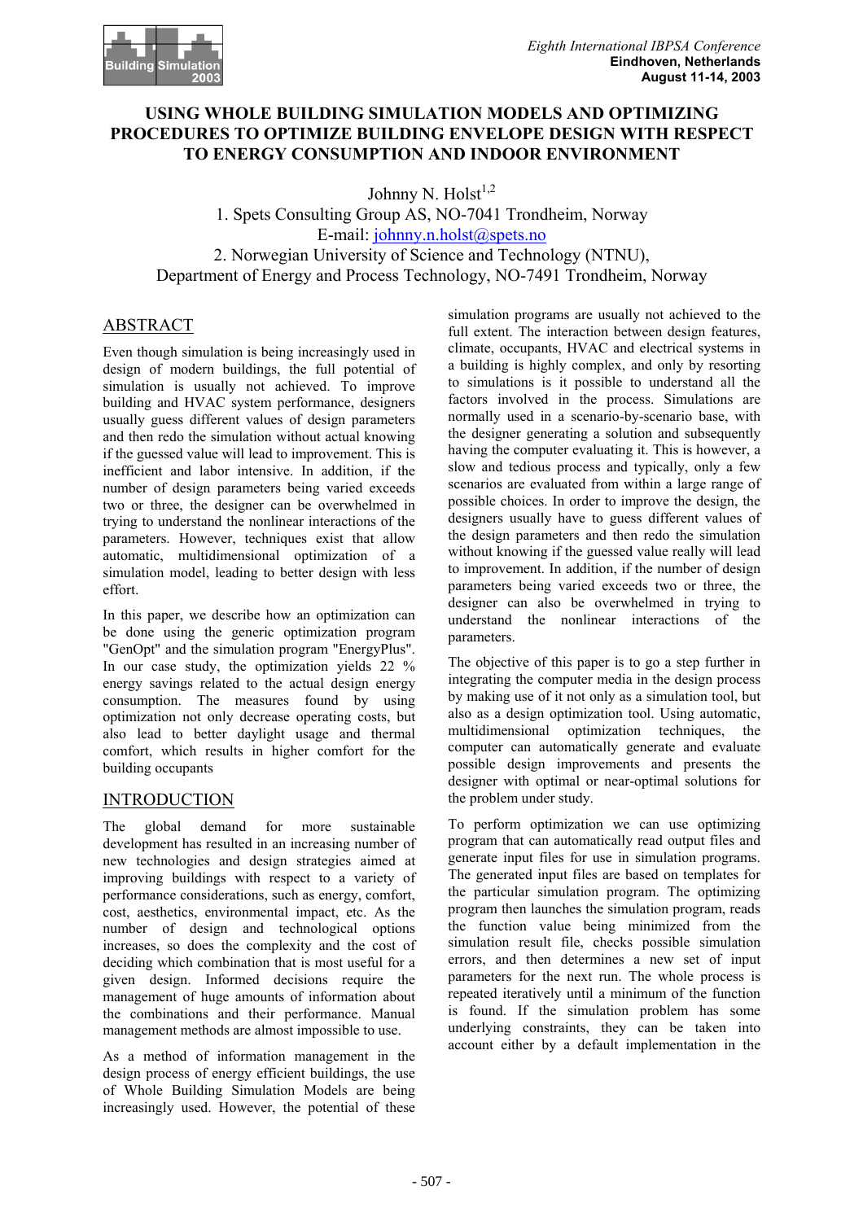# USING WHOLE BUILDING SIMULATION MODELS AND OPTIMIZING PROCEDURES TO OPTIMIZE BUILDING ENVELOPE DESIGN WITH RESPECT TO ENERGY CONSUMPTION AND INDOOR ENVIRONMENT

Johnny N. Holst[1,2]

1. Spets Consulting Group AS, NO-7041 Trondheim, Norway
E-mail: johnny.n.holst@spets.no
2. Norwegian University of Science and Technology (NTNU), Department of Energy and Process Technology, NO-7491 Trondheim, Norway

## ABSTRACT

Even though simulation is being increasingly used in design of modern buildings, the full potential of simulation is usually not achieved. To improve building and HVAC system performance, designers usually guess different values of design parameters and then redo the simulation without actual knowing if the guessed value will lead to improvement. This is inefficient and labor intensive. In addition, if the number of design parameters being varied exceeds two or three, the designer can be overwhelmed in trying to understand the nonlinear interactions of the parameters. However, techniques exist that allow automatic, multidimensional optimization of a simulation model, leading to better design with less effort.

In this paper, we describe how an optimization can be done using the generic optimization program "GenOpt" and the simulation program "EnergyPlus". In our case study, the optimization yields 22 % energy savings related to the actual design energy consumption. The measures found by using optimization not only decrease operating costs, but also lead to better daylight usage and thermal comfort, which results in higher comfort for the building occupants

## INTRODUCTION

The global demand for more sustainable development has resulted in an increasing number of new technologies and design strategies aimed at improving buildings with respect to a variety of performance considerations, such as energy, comfort, cost, aesthetics, environmental impact, etc. As the number of design and technological options increases, so does the complexity and the cost of deciding which combination that is most useful for a given design. Informed decisions require the management of huge amounts of information about the combinations and their performance. Manual management methods are almost impossible to use.

As a method of information management in the design process of energy efficient buildings, the use of Whole Building Simulation Models are being increasingly used. However, the potential of these simulation programs are usually not achieved to the full extent. The interaction between design features, climate, occupants, HVAC and electrical systems in a building is highly complex, and only by resorting to simulations is it possible to understand all the factors involved in the process. Simulations are normally used in a scenario-by-scenario base, with the designer generating a solution and subsequently having the computer evaluating it. This is however, a slow and tedious process and typically, only a few scenarios are evaluated from within a large range of possible choices. In order to improve the design, the designers usually have to guess different values of the design parameters and then redo the simulation without knowing if the guessed value really will lead to improvement. In addition, if the number of design parameters being varied exceeds two or three, the designer can also be overwhelmed in trying to understand the nonlinear interactions of the parameters.

The objective of this paper is to go a step further in integrating the computer media in the design process by making use of it not only as a simulation tool, but also as a design optimization tool. Using automatic, multidimensional optimization techniques, the computer can automatically generate and evaluate possible design improvements and presents the designer with optimal or near-optimal solutions for the problem under study.

To perform optimization we can use optimizing program that can automatically read output files and generate input files for use in simulation programs. The generated input files are based on templates for the particular simulation program. The optimizing program then launches the simulation program, reads the function value being minimized from the simulation result file, checks possible simulation errors, and then determines a new set of input parameters for the next run. The whole process is repeated iteratively until a minimum of the function is found. If the simulation problem has some underlying constraints, they can be taken into account either by a default implementation in the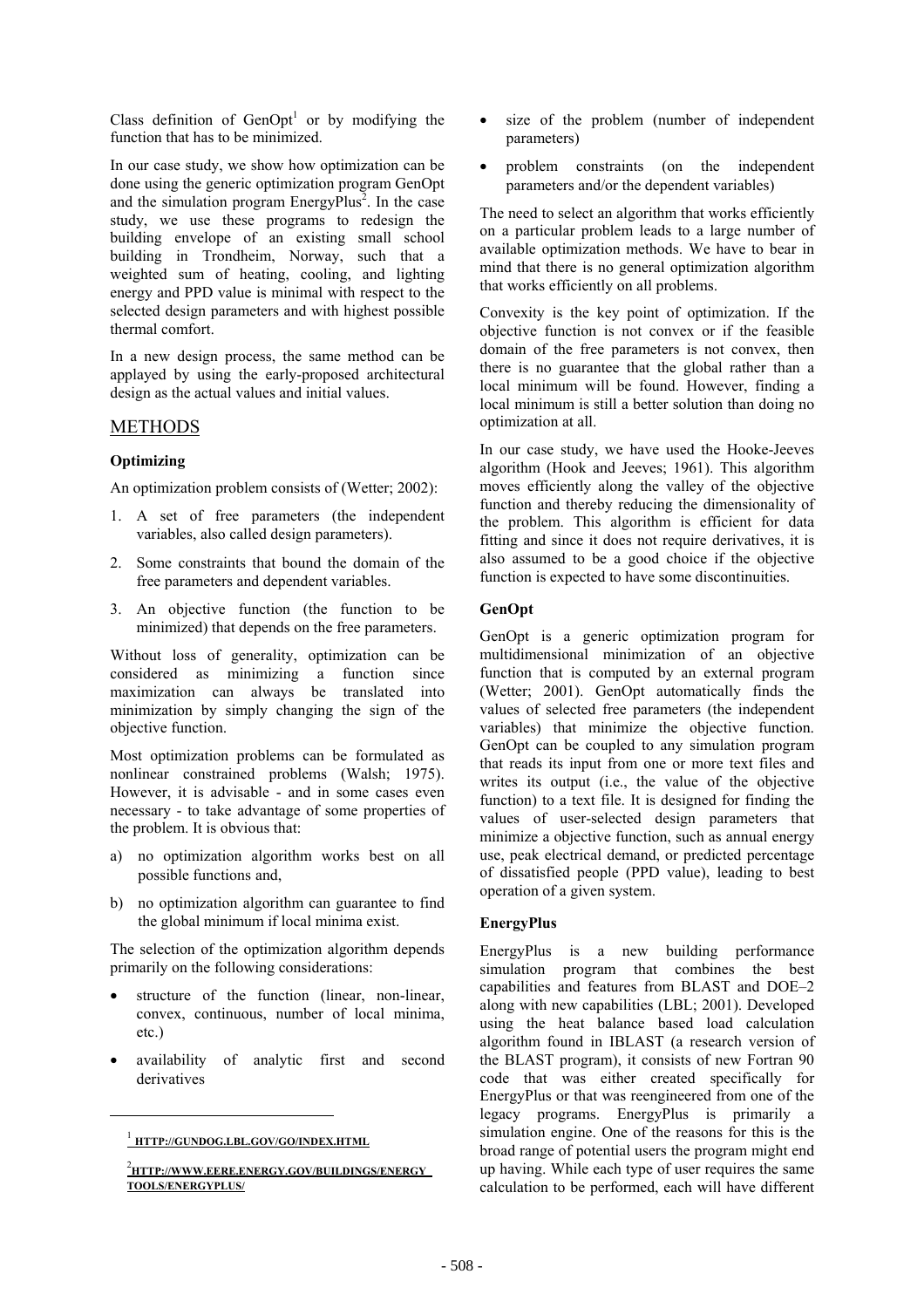Class definition of GenOpt[1] or by modifying the function that has to be minimized.

In our case study, we show how optimization can be done using the generic optimization program GenOpt and the simulation program EnergyPlus[2]. In the case study, we use these programs to redesign the building envelope of an existing small school building in Trondheim, Norway, such that a weighted sum of heating, cooling, and lighting energy and PPD value is minimal with respect to the selected design parameters and with highest possible thermal comfort.

In a new design process, the same method can be applayed by using the early-proposed architectural design as the actual values and initial values.

## METHODS

### Optimizing

An optimization problem consists of (Wetter; 2002):

1. A set of free parameters (the independent variables, also called design parameters).
2. Some constraints that bound the domain of the free parameters and dependent variables.
3. An objective function (the function to be minimized) that depends on the free parameters.

Without loss of generality, optimization can be considered as minimizing a function since maximization can always be translated into minimization by simply changing the sign of the objective function.

Most optimization problems can be formulated as nonlinear constrained problems (Walsh; 1975). However, it is advisable - and in some cases even necessary - to take advantage of some properties of the problem. It is obvious that:

a) no optimization algorithm works best on all possible functions and,

b) no optimization algorithm can guarantee to find the global minimum if local minima exist.

The selection of the optimization algorithm depends primarily on the following considerations:

- structure of the function (linear, non-linear, convex, continuous, number of local minima, etc.)
- availability of analytic first and second derivatives
- size of the problem (number of independent parameters)
- problem constraints (on the independent parameters and/or the dependent variables)

The need to select an algorithm that works efficiently on a particular problem leads to a large number of available optimization methods. We have to bear in mind that there is no general optimization algorithm that works efficiently on all problems.

Convexity is the key point of optimization. If the objective function is not convex or if the feasible domain of the free parameters is not convex, then there is no guarantee that the global rather than a local minimum will be found. However, finding a local minimum is still a better solution than doing no optimization at all.

In our case study, we have used the Hooke-Jeeves algorithm (Hook and Jeeves; 1961). This algorithm moves efficiently along the valley of the objective function and thereby reducing the dimensionality of the problem. This algorithm is efficient for data fitting and since it does not require derivatives, it is also assumed to be a good choice if the objective function is expected to have some discontinuities.

### GenOpt

GenOpt is a generic optimization program for multidimensional minimization of an objective function that is computed by an external program (Wetter; 2001). GenOpt automatically finds the values of selected free parameters (the independent variables) that minimize the objective function. GenOpt can be coupled to any simulation program that reads its input from one or more text files and writes its output (i.e., the value of the objective function) to a text file. It is designed for finding the values of user-selected design parameters that minimize a objective function, such as annual energy use, peak electrical demand, or predicted percentage of dissatisfied people (PPD value), leading to best operation of a given system.

### EnergyPlus

EnergyPlus is a new building performance simulation program that combines the best capabilities and features from BLAST and DOE–2 along with new capabilities (LBL; 2001). Developed using the heat balance based load calculation algorithm found in IBLAST (a research version of the BLAST program), it consists of new Fortran 90 code that was either created specifically for EnergyPlus or that was reengineered from one of the legacy programs. EnergyPlus is primarily a simulation engine. One of the reasons for this is the broad range of potential users the program might end up having. While each type of user requires the same calculation to be performed, each will have different

---

[1] HTTP://GUNDOG.LBL.GOV/GO/INDEX.HTML

[2] HTTP://WWW.EERE.ENERGY.GOV/BUILDINGS/ENERGY TOOLS/ENERGYPLUS/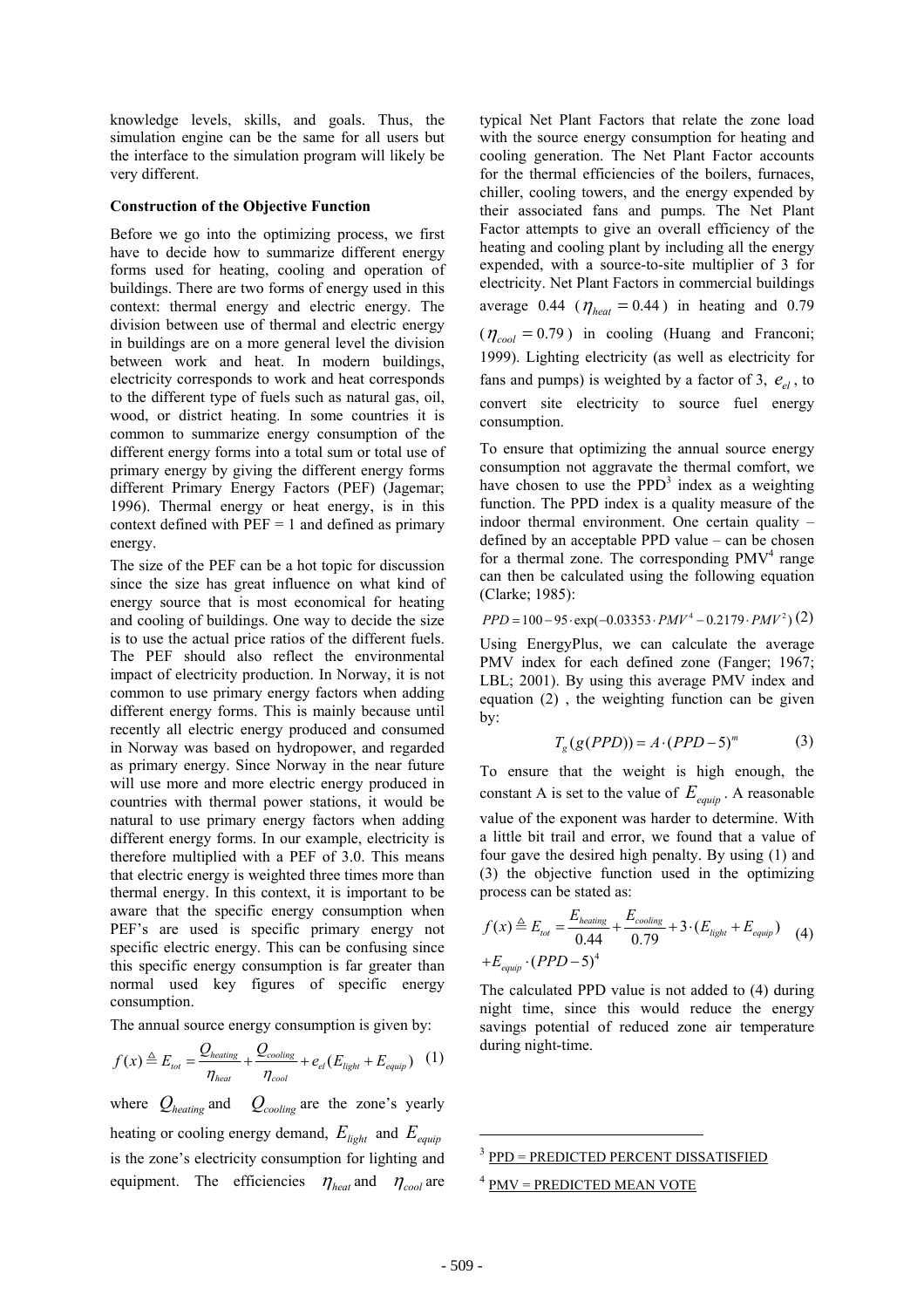knowledge levels, skills, and goals. Thus, the simulation engine can be the same for all users but the interface to the simulation program will likely be very different.

**Construction of the Objective Function**

Before we go into the optimizing process, we first have to decide how to summarize different energy forms used for heating, cooling and operation of buildings. There are two forms of energy used in this context: thermal energy and electric energy. The division between use of thermal and electric energy in buildings are on a more general level the division between work and heat. In modern buildings, electricity corresponds to work and heat corresponds to the different type of fuels such as natural gas, oil, wood, or district heating. In some countries it is common to summarize energy consumption of the different energy forms into a total sum or total use of primary energy by giving the different energy forms different Primary Energy Factors (PEF) (Jagemar; 1996). Thermal energy or heat energy, is in this context defined with PEF = 1 and defined as primary energy.

The size of the PEF can be a hot topic for discussion since the size has great influence on what kind of energy source that is most economical for heating and cooling of buildings. One way to decide the size is to use the actual price ratios of the different fuels. The PEF should also reflect the environmental impact of electricity production. In Norway, it is not common to use primary energy factors when adding different energy forms. This is mainly because until recently all electric energy produced and consumed in Norway was based on hydropower, and regarded as primary energy. Since Norway in the near future will use more and more electric energy produced in countries with thermal power stations, it would be natural to use primary energy factors when adding different energy forms. In our example, electricity is therefore multiplied with a PEF of 3.0. This means that electric energy is weighted three times more than thermal energy. In this context, it is important to be aware that the specific energy consumption when PEF's are used is specific primary energy not specific electric energy. This can be confusing since this specific energy consumption is far greater than normal used key figures of specific energy consumption.

The annual source energy consumption is given by:

$$f(x) \triangleq E_{tot} = \frac{Q_{heating}}{\eta_{heat}} + \frac{Q_{cooling}}{\eta_{cool}} + e_{el}(E_{light} + E_{equip}) \quad (1)$$

where $Q_{heating}$ and $Q_{cooling}$ are the zone's yearly heating or cooling energy demand, $E_{light}$ and $E_{equip}$ is the zone's electricity consumption for lighting and equipment. The efficiencies $\eta_{heat}$ and $\eta_{cool}$ are typical Net Plant Factors that relate the zone load with the source energy consumption for heating and cooling generation. The Net Plant Factor accounts for the thermal efficiencies of the boilers, furnaces, chiller, cooling towers, and the energy expended by their associated fans and pumps. The Net Plant Factor attempts to give an overall efficiency of the heating and cooling plant by including all the energy expended, with a source-to-site multiplier of 3 for electricity. Net Plant Factors in commercial buildings average 0.44 ($\eta_{heat} = 0.44$) in heating and 0.79 ($\eta_{cool} = 0.79$) in cooling (Huang and Franconi; 1999). Lighting electricity (as well as electricity for fans and pumps) is weighted by a factor of 3, $e_{el}$, to convert site electricity to source fuel energy consumption.

To ensure that optimizing the annual source energy consumption not aggravate the thermal comfort, we have chosen to use the PPD[3] index as a weighting function. The PPD index is a quality measure of the indoor thermal environment. One certain quality – defined by an acceptable PPD value – can be chosen for a thermal zone. The corresponding PMV[4] range can then be calculated using the following equation (Clarke; 1985):

$$PPD = 100 - 95 \cdot \exp(-0.03353 \cdot PMV^4 - 0.2179 \cdot PMV^2) \quad (2)$$

Using EnergyPlus, we can calculate the average PMV index for each defined zone (Fanger; 1967; LBL; 2001). By using this average PMV index and equation (2) , the weighting function can be given by:

$$T_g(g(PPD)) = A \cdot (PPD - 5)^m \quad (3)$$

To ensure that the weight is high enough, the constant A is set to the value of $E_{equip}$. A reasonable value of the exponent was harder to determine. With a little bit trail and error, we found that a value of four gave the desired high penalty. By using (1) and (3) the objective function used in the optimizing process can be stated as:

$$f(x) \triangleq E_{tot} = \frac{E_{heating}}{0.44} + \frac{E_{cooling}}{0.79} + 3 \cdot (E_{light} + E_{equip}) + E_{equip} \cdot (PPD - 5)^4 \quad (4)$$

The calculated PPD value is not added to (4) during night time, since this would reduce the energy savings potential of reduced zone air temperature during night-time.

[3] PPD = PREDICTED PERCENT DISSATISFIED

[4] PMV = PREDICTED MEAN VOTE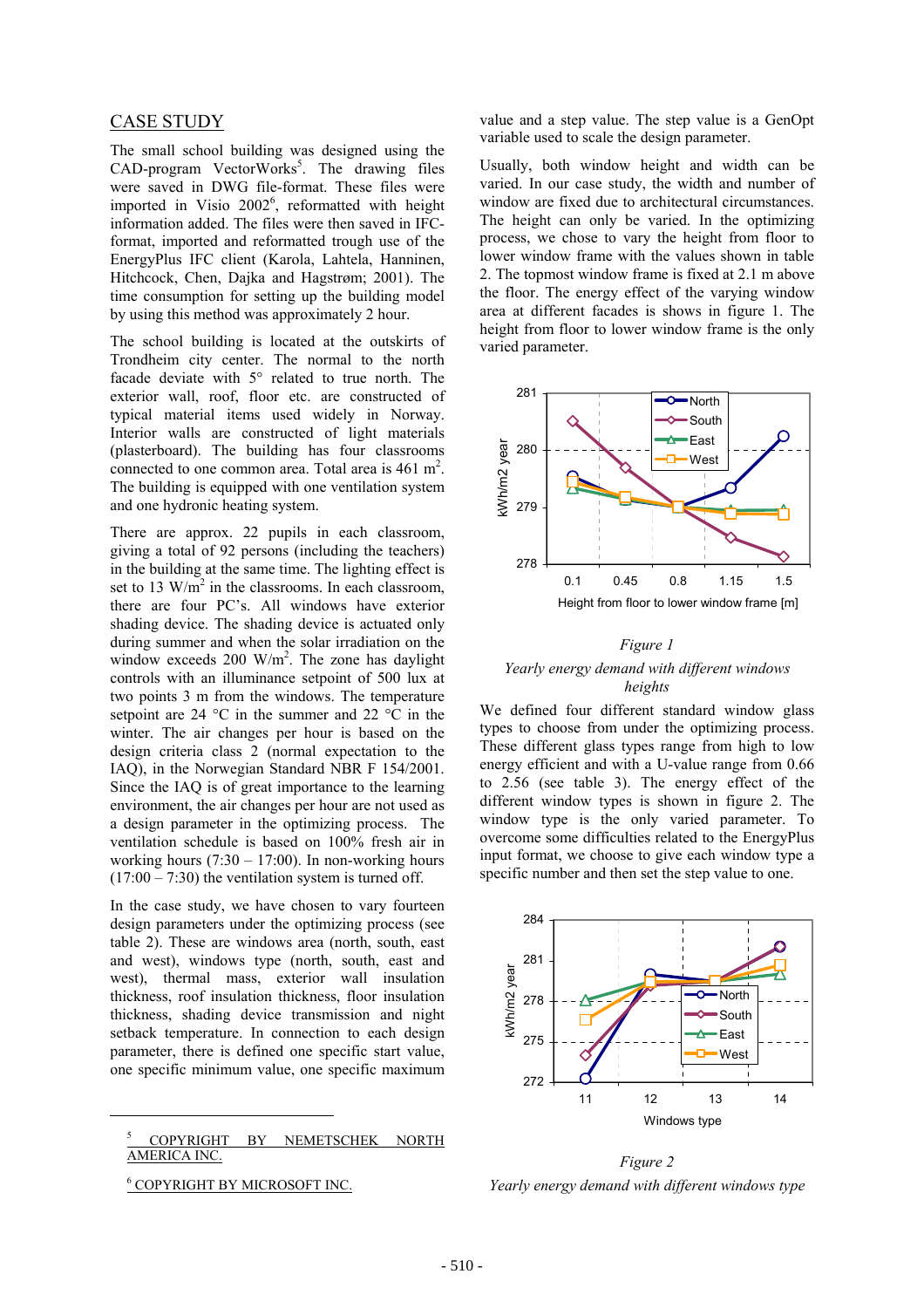## CASE STUDY

The small school building was designed using the CAD-program VectorWorks[5]. The drawing files were saved in DWG file-format. These files were imported in Visio 2002[6], reformatted with height information added. The files were then saved in IFC-format, imported and reformatted trough use of the EnergyPlus IFC client (Karola, Lahtela, Hanninen, Hitchcock, Chen, Dajka and Hagstrøm; 2001). The time consumption for setting up the building model by using this method was approximately 2 hour.

The school building is located at the outskirts of Trondheim city center. The normal to the north facade deviate with 5° related to true north. The exterior wall, roof, floor etc. are constructed of typical material items used widely in Norway. Interior walls are constructed of light materials (plasterboard). The building has four classrooms connected to one common area. Total area is 461 $m^2$. The building is equipped with one ventilation system and one hydronic heating system.

There are approx. 22 pupils in each classroom, giving a total of 92 persons (including the teachers) in the building at the same time. The lighting effect is set to 13 $W/m^2$ in the classrooms. In each classroom, there are four PC's. All windows have exterior shading device. The shading device is actuated only during summer and when the solar irradiation on the window exceeds 200 $W/m^2$. The zone has daylight controls with an illuminance setpoint of 500 lux at two points 3 m from the windows. The temperature setpoint are 24 °C in the summer and 22 °C in the winter. The air changes per hour is based on the design criteria class 2 (normal expectation to the IAQ), in the Norwegian Standard NBR F 154/2001. Since the IAQ is of great importance to the learning environment, the air changes per hour are not used as a design parameter in the optimizing process. The ventilation schedule is based on 100% fresh air in working hours (7:30 – 17:00). In non-working hours (17:00 – 7:30) the ventilation system is turned off.

In the case study, we have chosen to vary fourteen design parameters under the optimizing process (see table 2). These are windows area (north, south, east and west), windows type (north, south, east and west), thermal mass, exterior wall insulation thickness, roof insulation thickness, floor insulation thickness, shading device transmission and night setback temperature. In connection to each design parameter, there is defined one specific start value, one specific minimum value, one specific maximum value and a step value. The step value is a GenOpt variable used to scale the design parameter.

Usually, both window height and width can be varied. In our case study, the width and number of window are fixed due to architectural circumstances. The height can only be varied. In the optimizing process, we chose to vary the height from floor to lower window frame with the values shown in table 2. The topmost window frame is fixed at 2.1 m above the floor. The energy effect of the varying window area at different facades is shows in figure 1. The height from floor to lower window frame is the only varied parameter.

*Figure 1*

*Yearly energy demand with different windows heights*

We defined four different standard window glass types to choose from under the optimizing process. These different glass types range from high to low energy efficient and with a U-value range from 0.66 to 2.56 (see table 3). The energy effect of the different window types is shown in figure 2. The window type is the only varied parameter. To overcome some difficulties related to the EnergyPlus input format, we choose to give each window type a specific number and then set the step value to one.

*Figure 2*

*Yearly energy demand with different windows type*

---

[5] COPYRIGHT BY NEMETSCHEK NORTH AMERICA INC.

[6] COPYRIGHT BY MICROSOFT INC.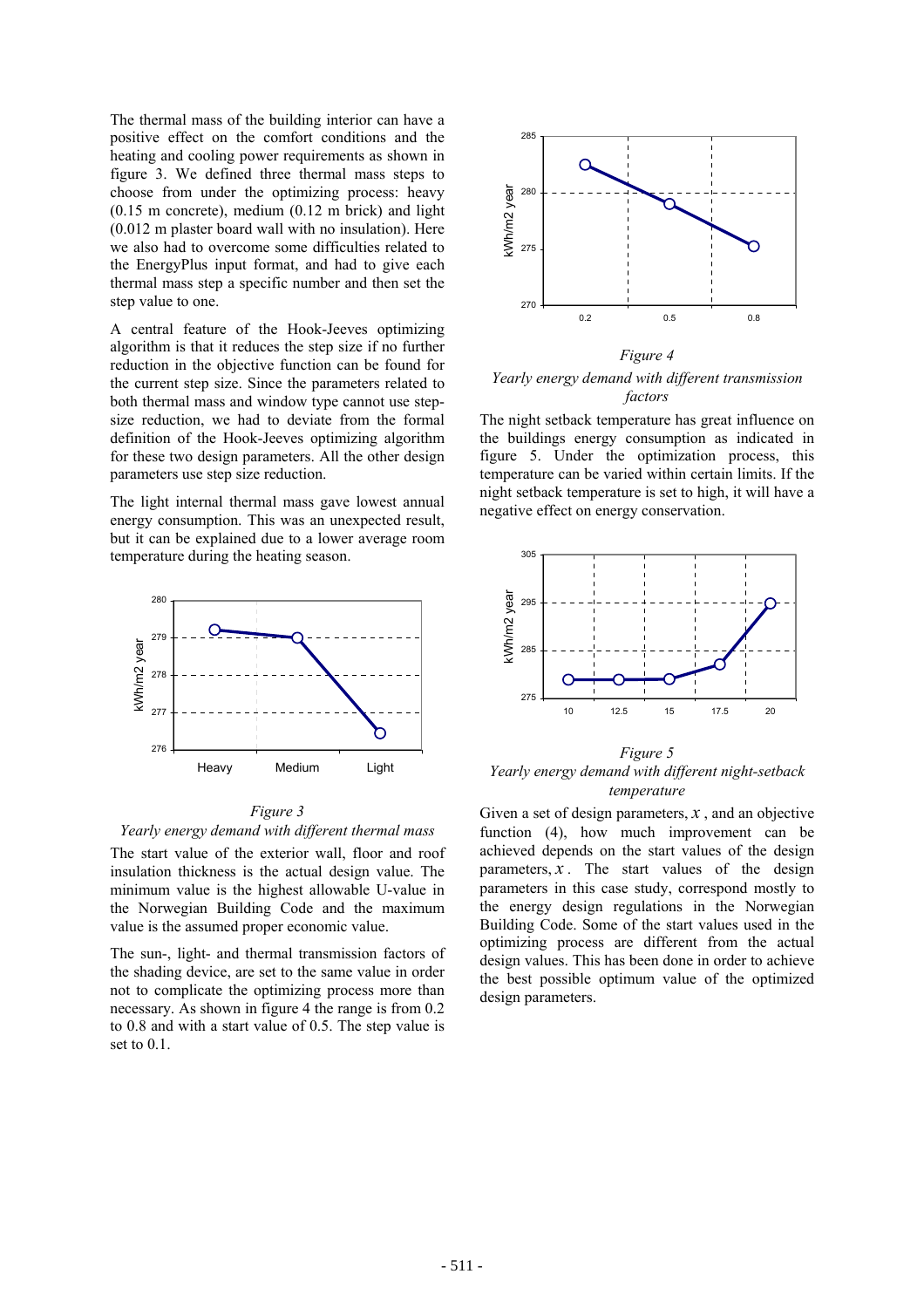The thermal mass of the building interior can have a positive effect on the comfort conditions and the heating and cooling power requirements as shown in figure 3. We defined three thermal mass steps to choose from under the optimizing process: heavy (0.15 m concrete), medium (0.12 m brick) and light (0.012 m plaster board wall with no insulation). Here we also had to overcome some difficulties related to the EnergyPlus input format, and had to give each thermal mass step a specific number and then set the step value to one.

A central feature of the Hook-Jeeves optimizing algorithm is that it reduces the step size if no further reduction in the objective function can be found for the current step size. Since the parameters related to both thermal mass and window type cannot use step-size reduction, we had to deviate from the formal definition of the Hook-Jeeves optimizing algorithm for these two design parameters. All the other design parameters use step size reduction.

The light internal thermal mass gave lowest annual energy consumption. This was an unexpected result, but it can be explained due to a lower average room temperature during the heating season.

*Figure 3*

*Yearly energy demand with different thermal mass*

The start value of the exterior wall, floor and roof insulation thickness is the actual design value. The minimum value is the highest allowable U-value in the Norwegian Building Code and the maximum value is the assumed proper economic value.

The sun-, light- and thermal transmission factors of the shading device, are set to the same value in order not to complicate the optimizing process more than necessary. As shown in figure 4 the range is from 0.2 to 0.8 and with a start value of 0.5. The step value is set to 0.1.

*Figure 4*

*Yearly energy demand with different transmission factors*

The night setback temperature has great influence on the buildings energy consumption as indicated in figure 5. Under the optimization process, this temperature can be varied within certain limits. If the night setback temperature is set to high, it will have a negative effect on energy conservation.

*Figure 5*

*Yearly energy demand with different night-setback temperature*

Given a set of design parameters, $x$ , and an objective function (4), how much improvement can be achieved depends on the start values of the design parameters, $x$ . The start values of the design parameters in this case study, correspond mostly to the energy design regulations in the Norwegian Building Code. Some of the start values used in the optimizing process are different from the actual design values. This has been done in order to achieve the best possible optimum value of the optimized design parameters.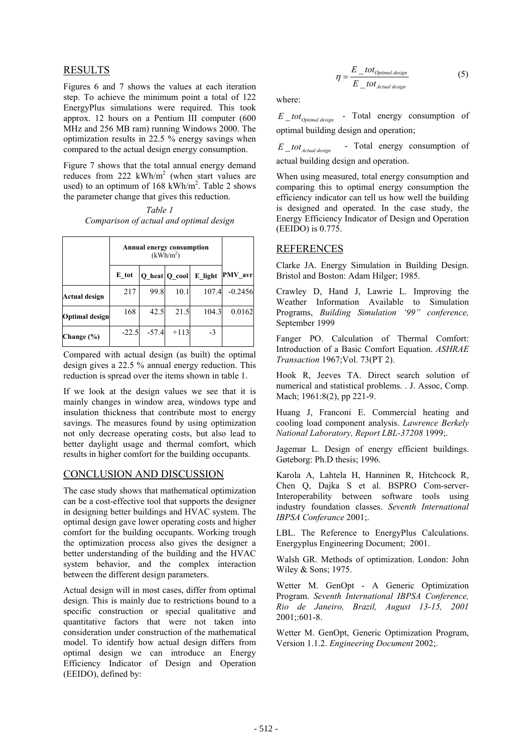## RESULTS

Figures 6 and 7 shows the values at each iteration step. To achieve the minimum point a total of 122 EnergyPlus simulations were required. This took approx. 12 hours on a Pentium III computer (600 MHz and 256 MB ram) running Windows 2000. The optimization results in 22.5 % energy savings when compared to the actual design energy consumption.

Figure 7 shows that the total annual energy demand reduces from 222 kWh/m$^2$ (when start values are used) to an optimum of 168 kWh/m$^2$. Table 2 shows the parameter change that gives this reduction.

*Table 1*
*Comparison of actual and optimal design*

| | Annual energy consumption (kWh/m$^2$) | | | | |
|---|---|---|---|---|---|
| | **E_tot** | **Q_heat** | **Q_cool** | **E_light** | **PMV_avr** |
| **Actual design** | 217 | 99.8 | 10.1 | 107.4 | -0.2456 |
| **Optimal design** | 168 | 42.5 | 21.5 | 104.3 | 0.0162 |
| **Change (%)** | -22.5 | -57.4 | +113 | -3 | |

Compared with actual design (as built) the optimal design gives a 22.5 % annual energy reduction. This reduction is spread over the items shown in table 1.

If we look at the design values we see that it is mainly changes in window area, windows type and insulation thickness that contribute most to energy savings. The measures found by using optimization not only decrease operating costs, but also lead to better daylight usage and thermal comfort, which results in higher comfort for the building occupants.

## CONCLUSION AND DISCUSSION

The case study shows that mathematical optimization can be a cost-effective tool that supports the designer in designing better buildings and HVAC system. The optimal design gave lower operating costs and higher comfort for the building occupants. Working trough the optimization process also gives the designer a better understanding of the building and the HVAC system behavior, and the complex interaction between the different design parameters.

Actual design will in most cases, differ from optimal design. This is mainly due to restrictions bound to a specific construction or special qualitative and quantitative factors that were not taken into consideration under construction of the mathematical model. To identify how actual design differs from optimal design we can introduce an Energy Efficiency Indicator of Design and Operation (EEIDO), defined by:

$$\eta = \frac{E\_tot_{Optimal\ design}}{E\_tot_{Actual\ design}} \qquad (5)$$

where:

$E\_tot_{Optimal\ design}$ - Total energy consumption of optimal building design and operation;

$E\_tot_{Actual\ design}$ - Total energy consumption of actual building design and operation.

When using measured, total energy consumption and comparing this to optimal energy consumption the efficiency indicator can tell us how well the building is designed and operated. In the case study, the Energy Efficiency Indicator of Design and Operation (EEIDO) is 0.775.

## REFERENCES

Clarke JA. Energy Simulation in Building Design. Bristol and Boston: Adam Hilger; 1985.

Crawley D, Hand J, Lawrie L. Improving the Weather Information Available to Simulation Programs, *Building Simulation '99" conference,* September 1999

Fanger PO. Calculation of Thermal Comfort: Introduction of a Basic Comfort Equation. *ASHRAE Transaction* 1967;Vol. 73(PT 2).

Hook R, Jeeves TA. Direct search solution of numerical and statistical problems. . J. Assoc, Comp. Mach; 1961:8(2), pp 221-9.

Huang J, Franconi E. Commercial heating and cooling load component analysis. *Lawrence Berkely National Laboratory, Report LBL-37208* 1999;.

Jagemar L. Design of energy efficient buildings. Gøteborg: Ph.D thesis; 1996.

Karola A, Lahtela H, Hanninen R, Hitchcock R, Chen Q, Dajka S et al. BSPRO Com-server-Interoperability between software tools using industry foundation classes. *Seventh International IBPSA Conferance* 2001;.

LBL. The Reference to EnergyPlus Calculations. Energyplus Engineering Document; 2001.

Walsh GR. Methods of optimization. London: John Wiley & Sons; 1975.

Wetter M. GenOpt - A Generic Optimization Program. *Seventh International IBPSA Conference, Rio de Janeiro, Brazil, August 13-15, 2001* 2001;:601-8.

Wetter M. GenOpt, Generic Optimization Program, Version 1.1.2. *Engineering Document* 2002;.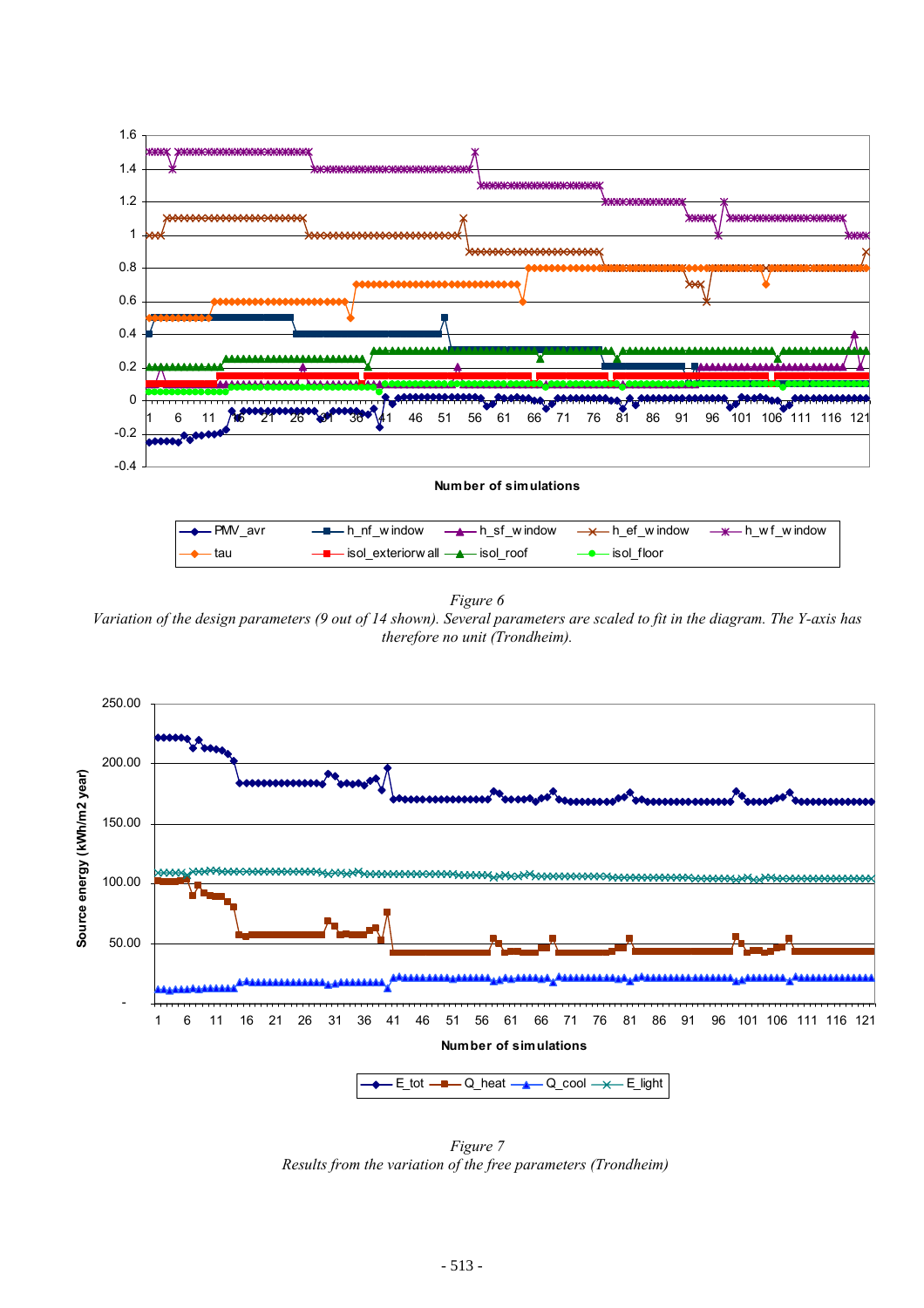*Figure 6*

*Variation of the design parameters (9 out of 14 shown). Several parameters are scaled to fit in the diagram. The Y-axis has therefore no unit (Trondheim).*

*Figure 7*

*Results from the variation of the free parameters (Trondheim)*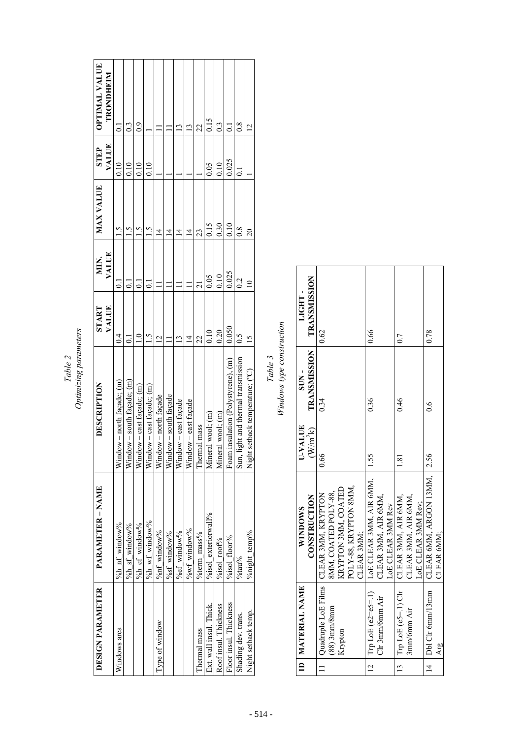*Table 2*
*Optimizing parameters*

| DESIGN PARAMETER | PARAMETER – NAME | DESCRIPTION | START VALUE | MIN. VALUE | MAX VALUE | STEP VALUE | OPTIMAL VALUE TRONDHEIM |
|---|---|---|---|---|---|---|---|
| Windows area | %h_nf_window% | Window – north façade; (m) | 0.4 | 0.1 | 1.5 | 0.10 | 0.1 |
| | %h_sf_window% | Window – south façade; (m) | 0.1 | 0.1 | 1.5 | 0.10 | 0.3 |
| | %h_ef_window% | Window – east façade; (m) | 1.0 | 0.1 | 1.5 | 0.10 | 0.9 |
| | %h_wf_window% | Window – east façade; (m) | 1.5 | 0.1 | 1.5 | 0.10 | 1 |
| Type of window | %nf_window% | Window – north façade | 12 | 11 | 14 | 1 | 11 |
| | %sf_window% | Window – south façade | 11 | 11 | 14 | 1 | 11 |
| | %ef_window% | Window – east façade | 13 | 11 | 14 | 1 | 13 |
| | %wf_window% | Window – east façade | 14 | 11 | 14 | 1 | 13 |
| Thermal mass | %term_mass% | Thermal mass | 22 | 21 | 23 | 1 | 22 |
| Ext. wall insul. Thick. | %isol_exteriorwall% | Mineral wool; (m) | 0.10 | 0.05 | 0.15 | 0.05 | 0.15 |
| Roof insul. Thickness | %isol_roof% | Mineral wool; (m) | 0.20 | 0.10 | 0.30 | 0.10 | 0.3 |
| Floor insul. Thickness | %isol_floor% | Foam insulation (Polystyrene), (m) | 0.050 | 0.025 | 0.10 | 0.025 | 0.1 |
| Shading dev. trans. | %tau% | Sun, light and thermal transmission | 0.5 | 0.2 | 0.8 | 0.1 | 0.8 |
| Night setback temp. | %night_temp% | Night setback temperature; (ºC) | 15 | 10 | 20 | 1 | 12 |

*Table 3*
*Windows type construction*

| ID | MATERIAL NAME | WINDOWS CONSTRUCTION | U-VALUE ($W/m^2k$) | SUN - TRANSMISSION | LIGHT - TRANSMISSION |
|---|---|---|---|---|---|
| 11 | Quadruple LoE Films (88) 3mm/8mm Krypton | CLEAR 3MM, KRYPTON 8MM, COATED POLY-88, KRYPTON 3MM, COATED POLY-88, KRYPTON 8MM, CLEAR 3MM; | 0.66 | 0.34 | 0.62 |
| 12 | Trp LoE (e2=e5=.1) Clr 3mm/6mm Air | LoE CLEAR 3MM, AIR 6MM, CLEAR 3MM, AIR 6MM, LoE CLEAR 3MM Rev | 1.55 | 0.36 | 0.66 |
| 13 | Trp LoE (e5=.1) Clr 3mm/6mm Air | CLEAR 3MM, AIR 6MM, CLEAR 3MM, AIR 6MM, LoE CLEAR 3MM Rev; | 1.81 | 0.46 | 0.7 |
| 14 | Dbl Clr 6mm/13mm Arg | CLEAR 6MM, ARGON 13MM, CLEAR 6MM; | 2.56 | 0.6 | 0.78 |